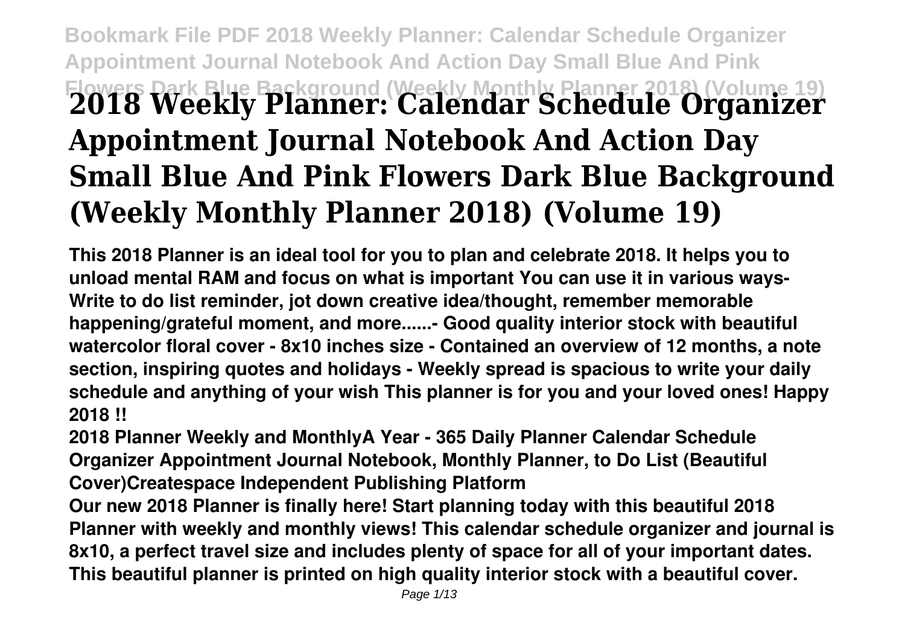# 2018 Weekly Planner: Calendar Schedule Organizer Appointment Journal Notebook And Action Day Small Blue And Pink Flowers Dark Blue Background (Weekly Monthly Planner 2018) (Volume 19)

**This 2018 Planner is an ideal tool for you to plan and celebrate 2018. It helps you to unload mental RAM and focus on what is important You can use it in various ways- Write to do list reminder, jot down creative idea/thought, remember memorable happening/grateful moment, and more......- Good quality interior stock with beautiful watercolor floral cover - 8x10 inches size - Contained an overview of 12 months, a note section, inspiring quotes and holidays - Weekly spread is spacious to write your daily schedule and anything of your wish This planner is for you and your loved ones! Happy 2018 !!**

**2018 Planner Weekly and MonthlyA Year - 365 Daily Planner Calendar Schedule Organizer Appointment Journal Notebook, Monthly Planner, to Do List (Beautiful Cover)Createspace Independent Publishing Platform**

**Our new 2018 Planner is finally here! Start planning today with this beautiful 2018 Planner with weekly and monthly views! This calendar schedule organizer and journal is 8x10, a perfect travel size and includes plenty of space for all of your important dates. This beautiful planner is printed on high quality interior stock with a beautiful cover.**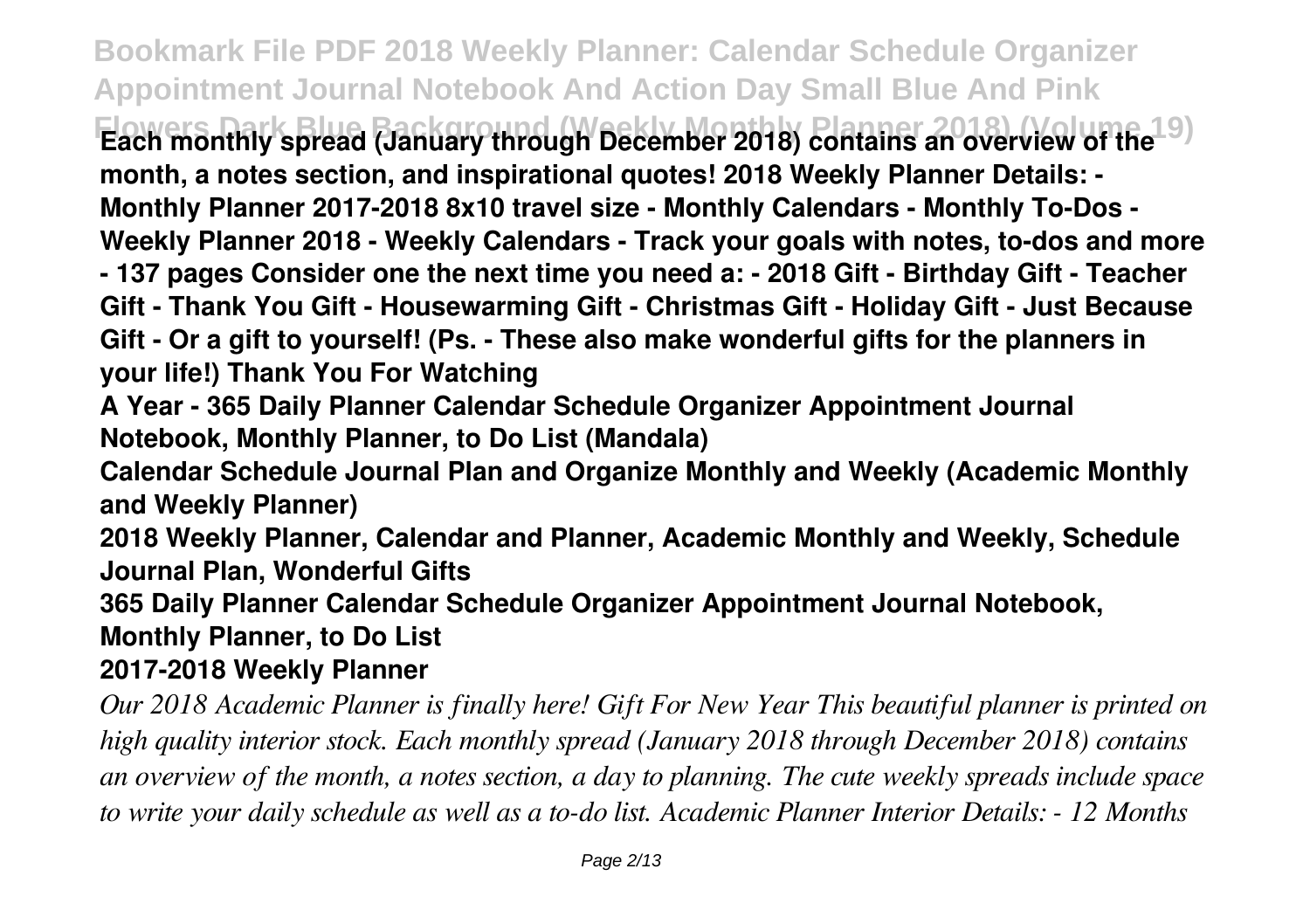**Each monthly spread (January through December 2018) contains an overview of the month, a notes section, and inspirational quotes! 2018 Weekly Planner Details: - Monthly Planner 2017-2018 8x10 travel size - Monthly Calendars - Monthly To-Dos - Weekly Planner 2018 - Weekly Calendars - Track your goals with notes, to-dos and more - 137 pages Consider one the next time you need a: - 2018 Gift - Birthday Gift - Teacher Gift - Thank You Gift - Housewarming Gift - Christmas Gift - Holiday Gift - Just Because Gift - Or a gift to yourself! (Ps. - These also make wonderful gifts for the planners in your life!) Thank You For Watching**

**A Year - 365 Daily Planner Calendar Schedule Organizer Appointment Journal Notebook, Monthly Planner, to Do List (Mandala)**

**Calendar Schedule Journal Plan and Organize Monthly and Weekly (Academic Monthly and Weekly Planner)**

**2018 Weekly Planner, Calendar and Planner, Academic Monthly and Weekly, Schedule Journal Plan, Wonderful Gifts**

**365 Daily Planner Calendar Schedule Organizer Appointment Journal Notebook, Monthly Planner, to Do List**

**2017-2018 Weekly Planner**

*Our 2018 Academic Planner is finally here! Gift For New Year This beautiful planner is printed on high quality interior stock. Each monthly spread (January 2018 through December 2018) contains an overview of the month, a notes section, a day to planning. The cute weekly spreads include space to write your daily schedule as well as a to-do list. Academic Planner Interior Details: - 12 Months*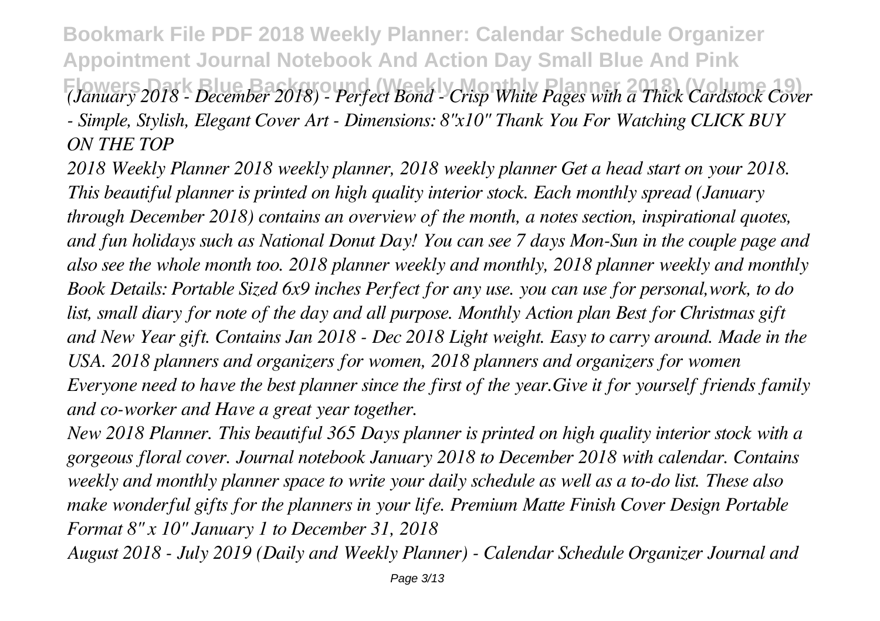*(January 2018 - December 2018) - Perfect Bond - Crisp White Pages with a Thick Cardstock Cover - Simple, Stylish, Elegant Cover Art - Dimensions: 8"x10" Thank You For Watching CLICK BUY ON THE TOP*

*2018 Weekly Planner 2018 weekly planner, 2018 weekly planner Get a head start on your 2018. This beautiful planner is printed on high quality interior stock. Each monthly spread (January through December 2018) contains an overview of the month, a notes section, inspirational quotes, and fun holidays such as National Donut Day! You can see 7 days Mon-Sun in the couple page and also see the whole month too. 2018 planner weekly and monthly, 2018 planner weekly and monthly Book Details: Portable Sized 6x9 inches Perfect for any use. you can use for personal,work, to do list, small diary for note of the day and all purpose. Monthly Action plan Best for Christmas gift and New Year gift. Contains Jan 2018 - Dec 2018 Light weight. Easy to carry around. Made in the USA. 2018 planners and organizers for women, 2018 planners and organizers for women Everyone need to have the best planner since the first of the year.Give it for yourself friends family and co-worker and Have a great year together.*

*New 2018 Planner. This beautiful 365 Days planner is printed on high quality interior stock with a gorgeous floral cover. Journal notebook January 2018 to December 2018 with calendar. Contains weekly and monthly planner space to write your daily schedule as well as a to-do list. These also make wonderful gifts for the planners in your life. Premium Matte Finish Cover Design Portable Format 8" x 10" January 1 to December 31, 2018*

*August 2018 - July 2019 (Daily and Weekly Planner) - Calendar Schedule Organizer Journal and*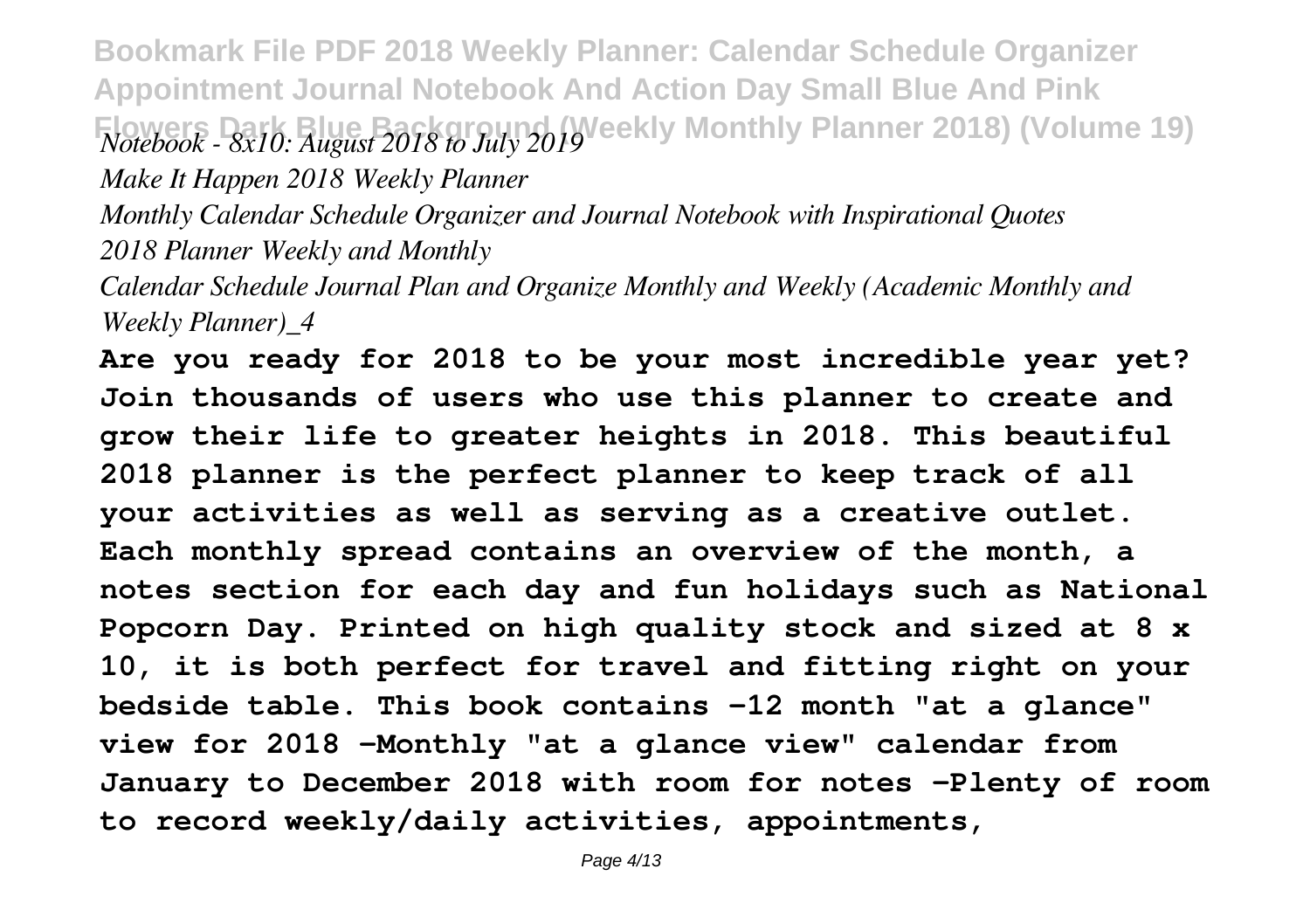*Notebook - 8x10: August 2018 to July 2019*

*Make It Happen 2018 Weekly Planner*

*Monthly Calendar Schedule Organizer and Journal Notebook with Inspirational Quotes*

*2018 Planner Weekly and Monthly*

*Calendar Schedule Journal Plan and Organize Monthly and Weekly (Academic Monthly and Weekly Planner)_4*

**Are you ready for 2018 to be your most incredible year yet? Join thousands of users who use this planner to create and grow their life to greater heights in 2018. This beautiful 2018 planner is the perfect planner to keep track of all your activities as well as serving as a creative outlet. Each monthly spread contains an overview of the month, a notes section for each day and fun holidays such as National Popcorn Day. Printed on high quality stock and sized at 8 x 10, it is both perfect for travel and fitting right on your bedside table. This book contains -12 month "at a glance" view for 2018 -Monthly "at a glance view" calendar from January to December 2018 with room for notes -Plenty of room to record weekly/daily activities, appointments,**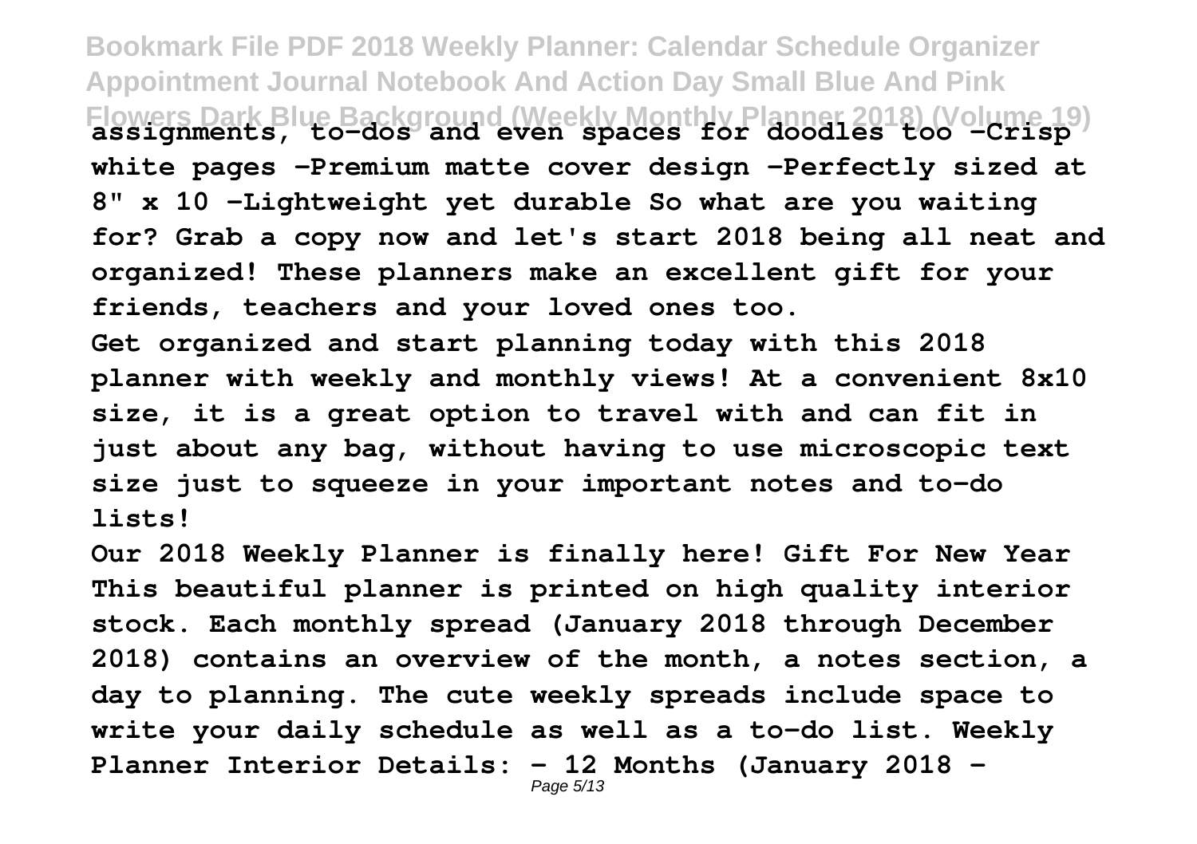**assignments, to-dos and even spaces for doodles too -Crisp white pages -Premium matte cover design -Perfectly sized at 8" x 10 -Lightweight yet durable So what are you waiting for? Grab a copy now and let's start 2018 being all neat and organized! These planners make an excellent gift for your friends, teachers and your loved ones too.**

**Get organized and start planning today with this 2018 planner with weekly and monthly views! At a convenient 8x10 size, it is a great option to travel with and can fit in just about any bag, without having to use microscopic text size just to squeeze in your important notes and to-do lists!**

**Our 2018 Weekly Planner is finally here! Gift For New Year This beautiful planner is printed on high quality interior stock. Each monthly spread (January 2018 through December 2018) contains an overview of the month, a notes section, a day to planning. The cute weekly spreads include space to write your daily schedule as well as a to-do list. Weekly Planner Interior Details: - 12 Months (January 2018 -**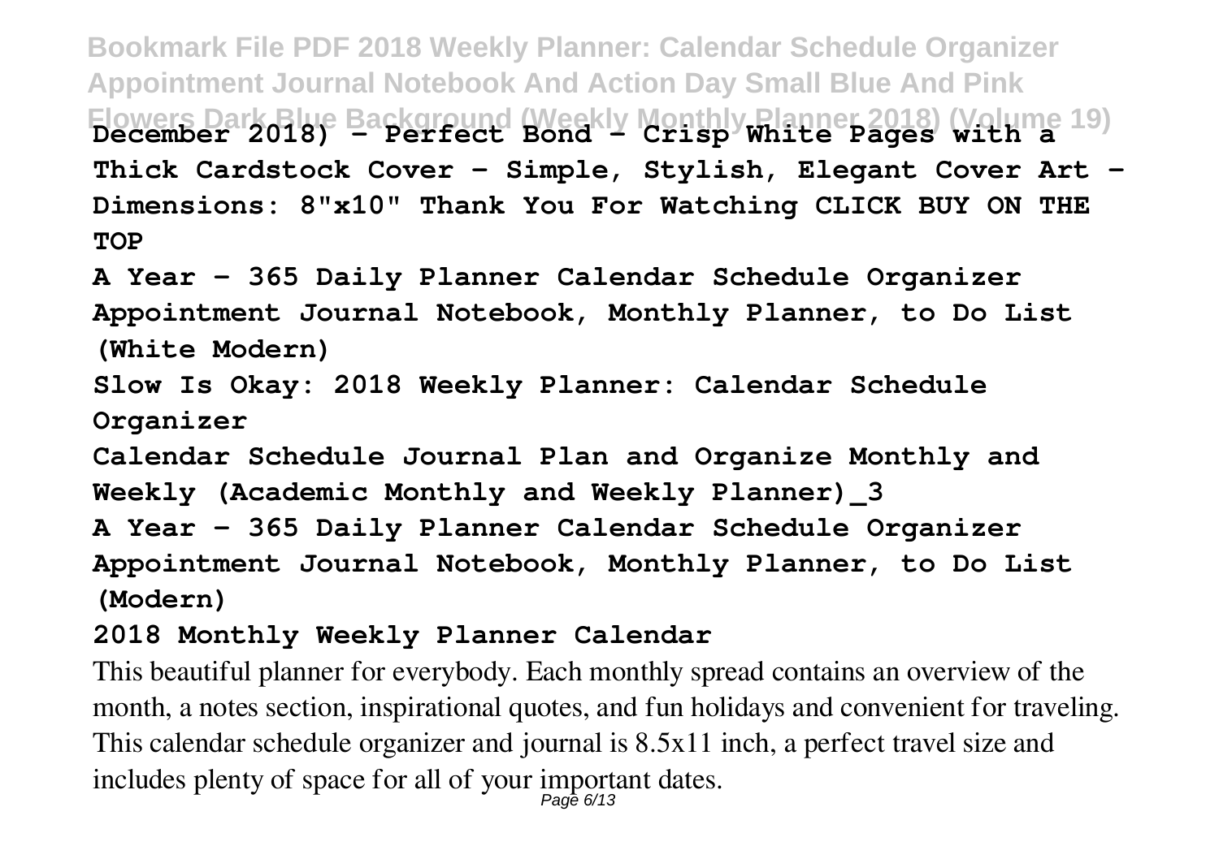December 2018) - Perfect Bond - Crisp White Pages with a Thick Cardstock Cover - Simple, Stylish, Elegant Cover Art - Dimensions: 8"x10" Thank You For Watching CLICK BUY ON THE TOP

**A Year - 365 Daily Planner Calendar Schedule Organizer Appointment Journal Notebook, Monthly Planner, to Do List (White Modern)**

**Slow Is Okay: 2018 Weekly Planner: Calendar Schedule Organizer**

**Calendar Schedule Journal Plan and Organize Monthly and Weekly (Academic Monthly and Weekly Planner)_3**

**A Year - 365 Daily Planner Calendar Schedule Organizer Appointment Journal Notebook, Monthly Planner, to Do List (Modern)**

**2018 Monthly Weekly Planner Calendar**

This beautiful planner for everybody. Each monthly spread contains an overview of the month, a notes section, inspirational quotes, and fun holidays and convenient for traveling. This calendar schedule organizer and journal is 8.5x11 inch, a perfect travel size and includes plenty of space for all of your important dates.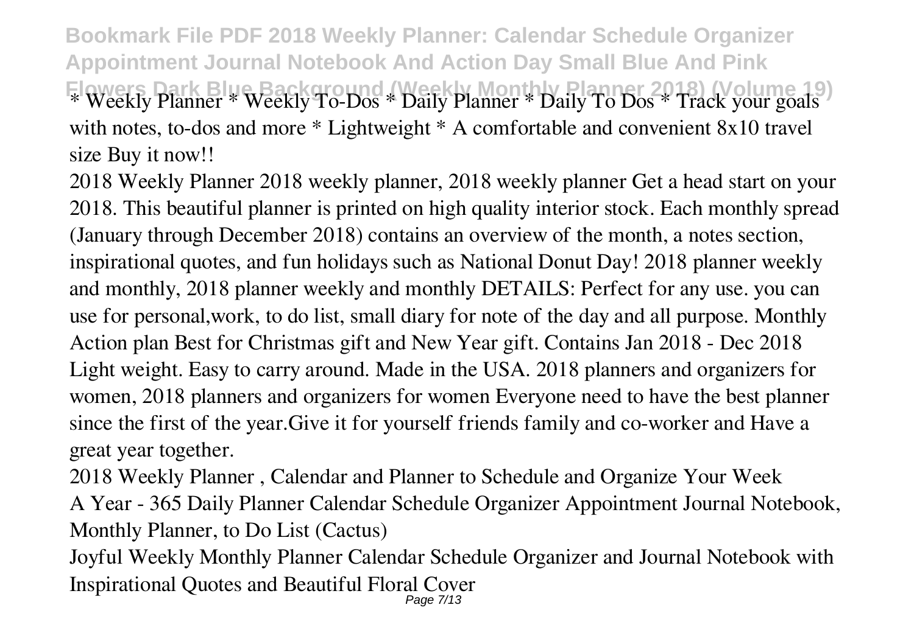* Weekly Planner * Weekly To-Dos * Daily Planner * Daily To Dos * Track your goals with notes, to-dos and more * Lightweight * A comfortable and convenient 8x10 travel size Buy it now!!

2018 Weekly Planner 2018 weekly planner, 2018 weekly planner Get a head start on your 2018. This beautiful planner is printed on high quality interior stock. Each monthly spread (January through December 2018) contains an overview of the month, a notes section, inspirational quotes, and fun holidays such as National Donut Day! 2018 planner weekly and monthly, 2018 planner weekly and monthly DETAILS: Perfect for any use. you can use for personal,work, to do list, small diary for note of the day and all purpose. Monthly Action plan Best for Christmas gift and New Year gift. Contains Jan 2018 - Dec 2018 Light weight. Easy to carry around. Made in the USA. 2018 planners and organizers for women, 2018 planners and organizers for women Everyone need to have the best planner since the first of the year.Give it for yourself friends family and co-worker and Have a great year together.

2018 Weekly Planner , Calendar and Planner to Schedule and Organize Your Week

A Year - 365 Daily Planner Calendar Schedule Organizer Appointment Journal Notebook, Monthly Planner, to Do List (Cactus)

Joyful Weekly Monthly Planner Calendar Schedule Organizer and Journal Notebook with Inspirational Quotes and Beautiful Floral Cover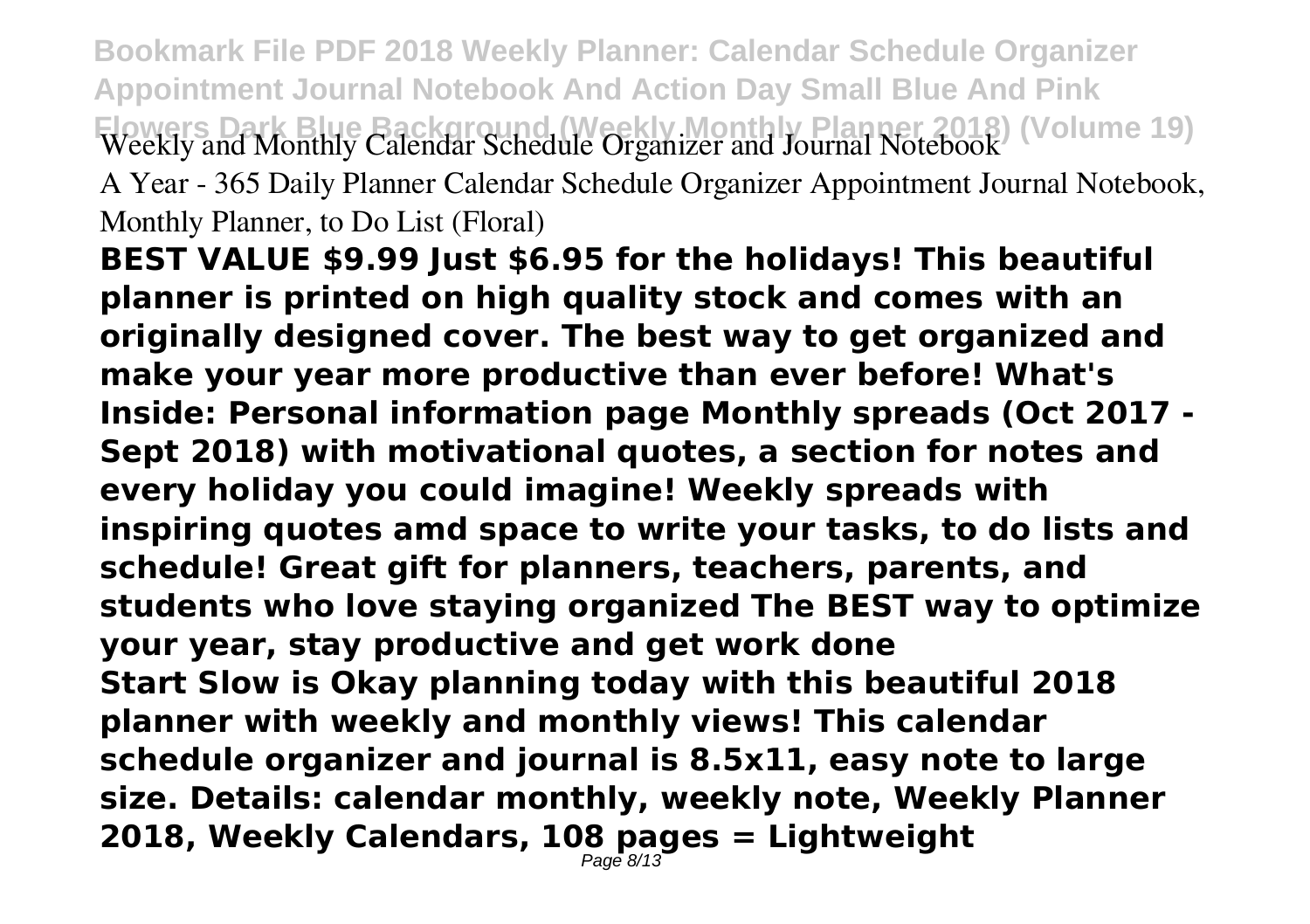Weekly and Monthly Calendar Schedule Organizer and Journal Notebook

A Year - 365 Daily Planner Calendar Schedule Organizer Appointment Journal Notebook, Monthly Planner, to Do List (Floral)

**BEST VALUE $9.99 Just $6.95 for the holidays! This beautiful planner is printed on high quality stock and comes with an originally designed cover. The best way to get organized and make your year more productive than ever before! What's Inside: Personal information page Monthly spreads (Oct 2017 - Sept 2018) with motivational quotes, a section for notes and every holiday you could imagine! Weekly spreads with inspiring quotes amd space to write your tasks, to do lists and schedule! Great gift for planners, teachers, parents, and students who love staying organized The BEST way to optimize your year, stay productive and get work done**

**Start Slow is Okay planning today with this beautiful 2018 planner with weekly and monthly views! This calendar schedule organizer and journal is 8.5x11, easy note to large size. Details: calendar monthly, weekly note, Weekly Planner 2018, Weekly Calendars, 108 pages = Lightweight**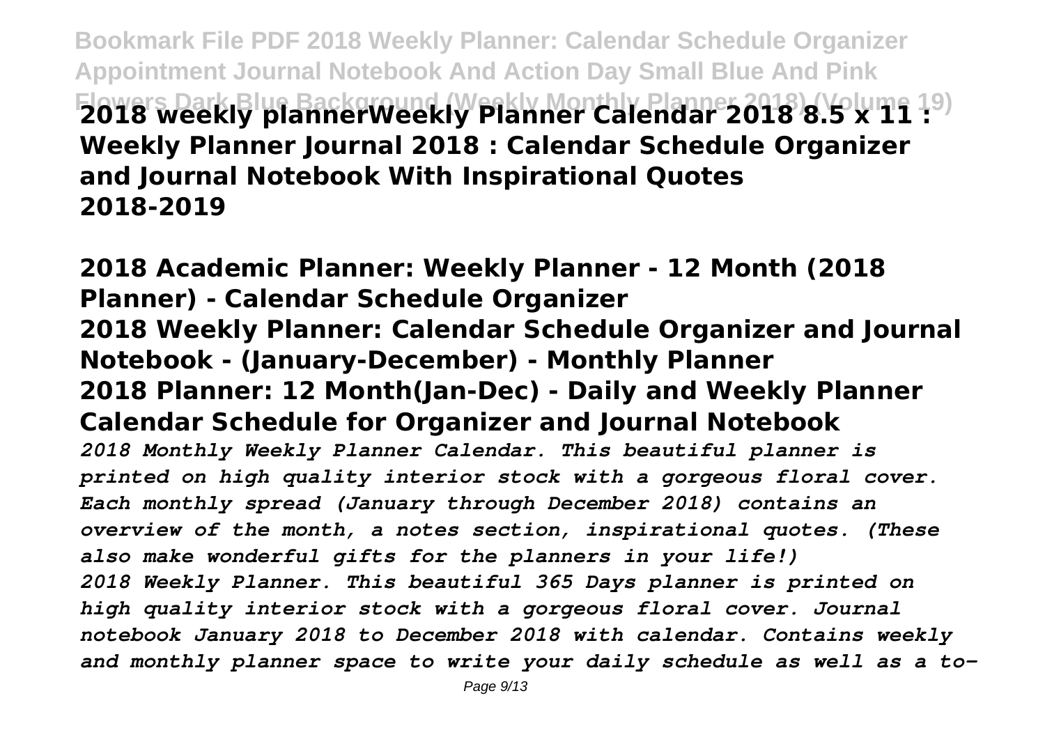**2018 weekly plannerWeekly Planner Calendar 2018 8.5 x 11 : Weekly Planner Journal 2018 : Calendar Schedule Organizer and Journal Notebook With Inspirational Quotes 2018-2019**

**2018 Academic Planner: Weekly Planner - 12 Month (2018 Planner) - Calendar Schedule Organizer**

**2018 Weekly Planner: Calendar Schedule Organizer and Journal Notebook - (January-December) - Monthly Planner**

**2018 Planner: 12 Month(Jan-Dec) - Daily and Weekly Planner Calendar Schedule for Organizer and Journal Notebook**

*2018 Monthly Weekly Planner Calendar. This beautiful planner is printed on high quality interior stock with a gorgeous floral cover. Each monthly spread (January through December 2018) contains an overview of the month, a notes section, inspirational quotes. (These also make wonderful gifts for the planners in your life!)*

*2018 Weekly Planner. This beautiful 365 Days planner is printed on high quality interior stock with a gorgeous floral cover. Journal notebook January 2018 to December 2018 with calendar. Contains weekly and monthly planner space to write your daily schedule as well as a to-*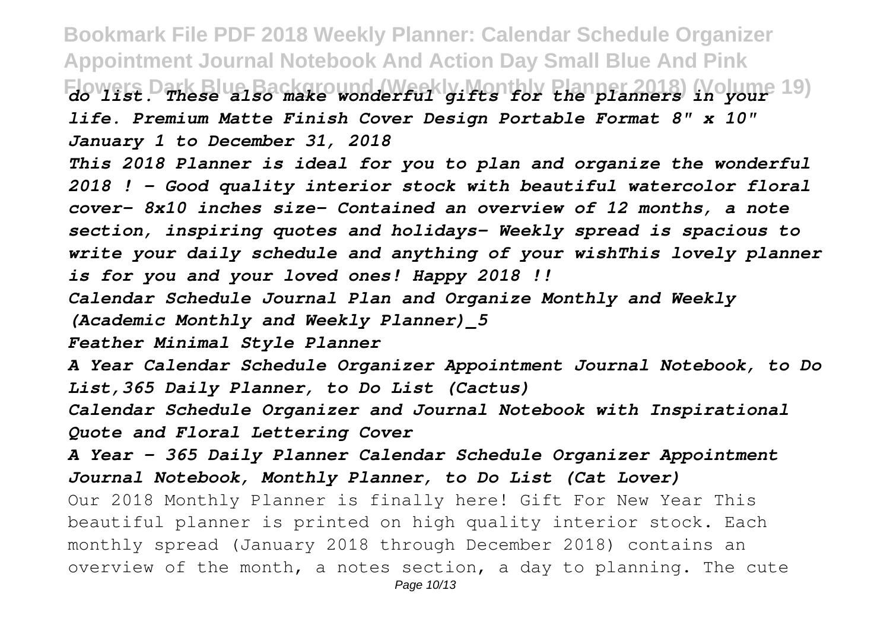*do list. These also make wonderful gifts for the planners in your life. Premium Matte Finish Cover Design Portable Format 8" x 10" January 1 to December 31, 2018*

*This 2018 Planner is ideal for you to plan and organize the wonderful 2018 ! - Good quality interior stock with beautiful watercolor floral cover- 8x10 inches size- Contained an overview of 12 months, a note section, inspiring quotes and holidays- Weekly spread is spacious to write your daily schedule and anything of your wishThis lovely planner is for you and your loved ones! Happy 2018 !!*

*Calendar Schedule Journal Plan and Organize Monthly and Weekly (Academic Monthly and Weekly Planner)_5*

*Feather Minimal Style Planner*

*A Year Calendar Schedule Organizer Appointment Journal Notebook, to Do List,365 Daily Planner, to Do List (Cactus)*

*Calendar Schedule Organizer and Journal Notebook with Inspirational Quote and Floral Lettering Cover*

*A Year - 365 Daily Planner Calendar Schedule Organizer Appointment Journal Notebook, Monthly Planner, to Do List (Cat Lover)*

Our 2018 Monthly Planner is finally here! Gift For New Year This beautiful planner is printed on high quality interior stock. Each monthly spread (January 2018 through December 2018) contains an overview of the month, a notes section, a day to planning. The cute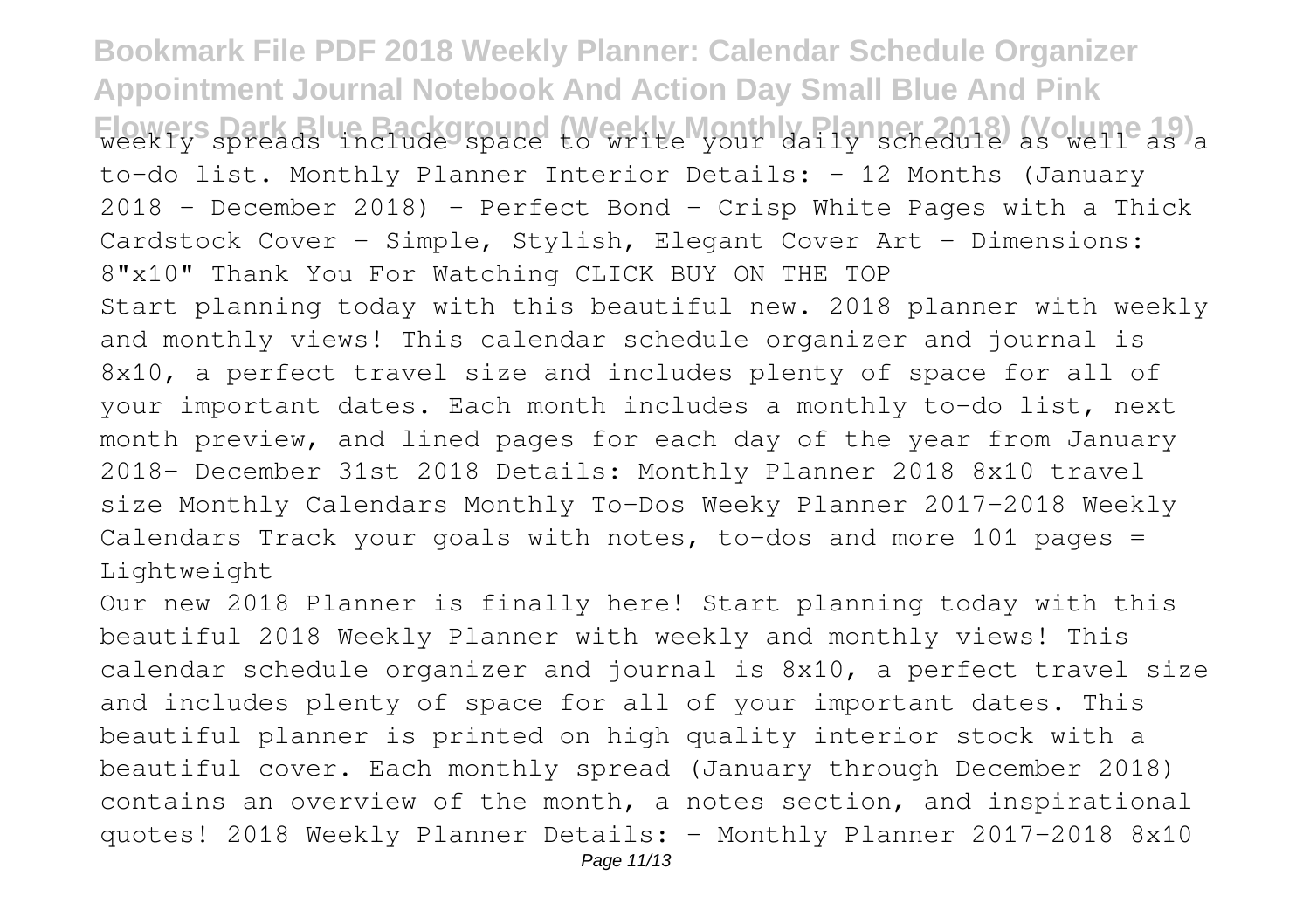weekly spreads include space to write your daily schedule as well as a to-do list. Monthly Planner Interior Details: - 12 Months (January 2018 - December 2018) - Perfect Bond - Crisp White Pages with a Thick Cardstock Cover - Simple, Stylish, Elegant Cover Art - Dimensions: 8"x10" Thank You For Watching CLICK BUY ON THE TOP

Start planning today with this beautiful new. 2018 planner with weekly and monthly views! This calendar schedule organizer and journal is 8x10, a perfect travel size and includes plenty of space for all of your important dates. Each month includes a monthly to-do list, next month preview, and lined pages for each day of the year from January 2018- December 31st 2018 Details: Monthly Planner 2018 8x10 travel size Monthly Calendars Monthly To-Dos Weeky Planner 2017-2018 Weekly Calendars Track your goals with notes, to-dos and more 101 pages = Lightweight

Our new 2018 Planner is finally here! Start planning today with this beautiful 2018 Weekly Planner with weekly and monthly views! This calendar schedule organizer and journal is 8x10, a perfect travel size and includes plenty of space for all of your important dates. This beautiful planner is printed on high quality interior stock with a beautiful cover. Each monthly spread (January through December 2018) contains an overview of the month, a notes section, and inspirational quotes! 2018 Weekly Planner Details: - Monthly Planner 2017-2018 8x10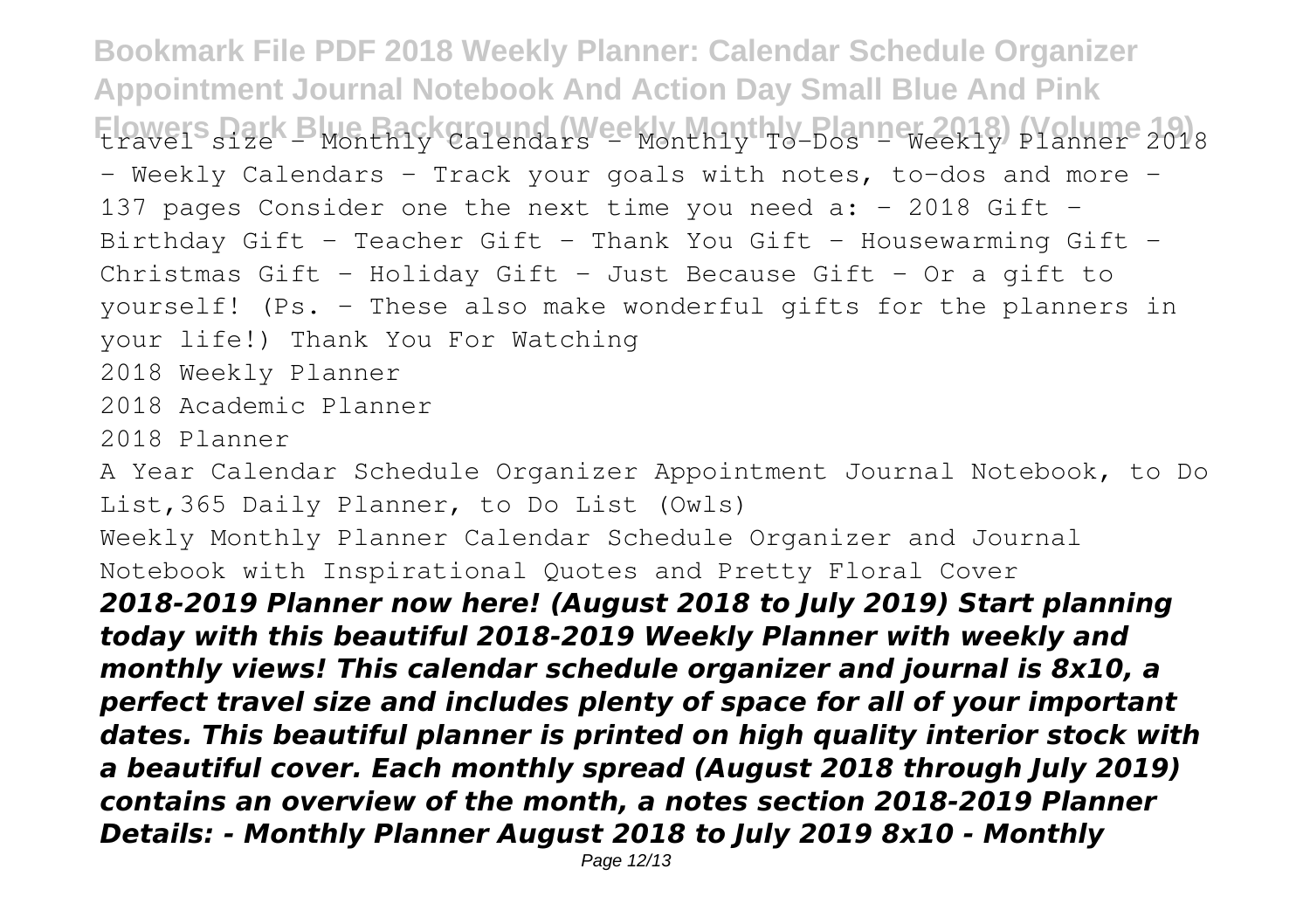travel size - Monthly Calendars - Monthly To-Dos - Weekly Planner 2018 - Weekly Calendars - Track your goals with notes, to-dos and more - 137 pages Consider one the next time you need a: - 2018 Gift - Birthday Gift - Teacher Gift - Thank You Gift - Housewarming Gift - Christmas Gift - Holiday Gift - Just Because Gift - Or a gift to yourself! (Ps. - These also make wonderful gifts for the planners in your life!) Thank You For Watching

2018 Weekly Planner

2018 Academic Planner

2018 Planner

A Year Calendar Schedule Organizer Appointment Journal Notebook, to Do List,365 Daily Planner, to Do List (Owls)

Weekly Monthly Planner Calendar Schedule Organizer and Journal Notebook with Inspirational Quotes and Pretty Floral Cover

***2018-2019 Planner now here! (August 2018 to July 2019) Start planning today with this beautiful 2018-2019 Weekly Planner with weekly and monthly views! This calendar schedule organizer and journal is 8x10, a perfect travel size and includes plenty of space for all of your important dates. This beautiful planner is printed on high quality interior stock with a beautiful cover. Each monthly spread (August 2018 through July 2019) contains an overview of the month, a notes section 2018-2019 Planner Details: - Monthly Planner August 2018 to July 2019 8x10 - Monthly***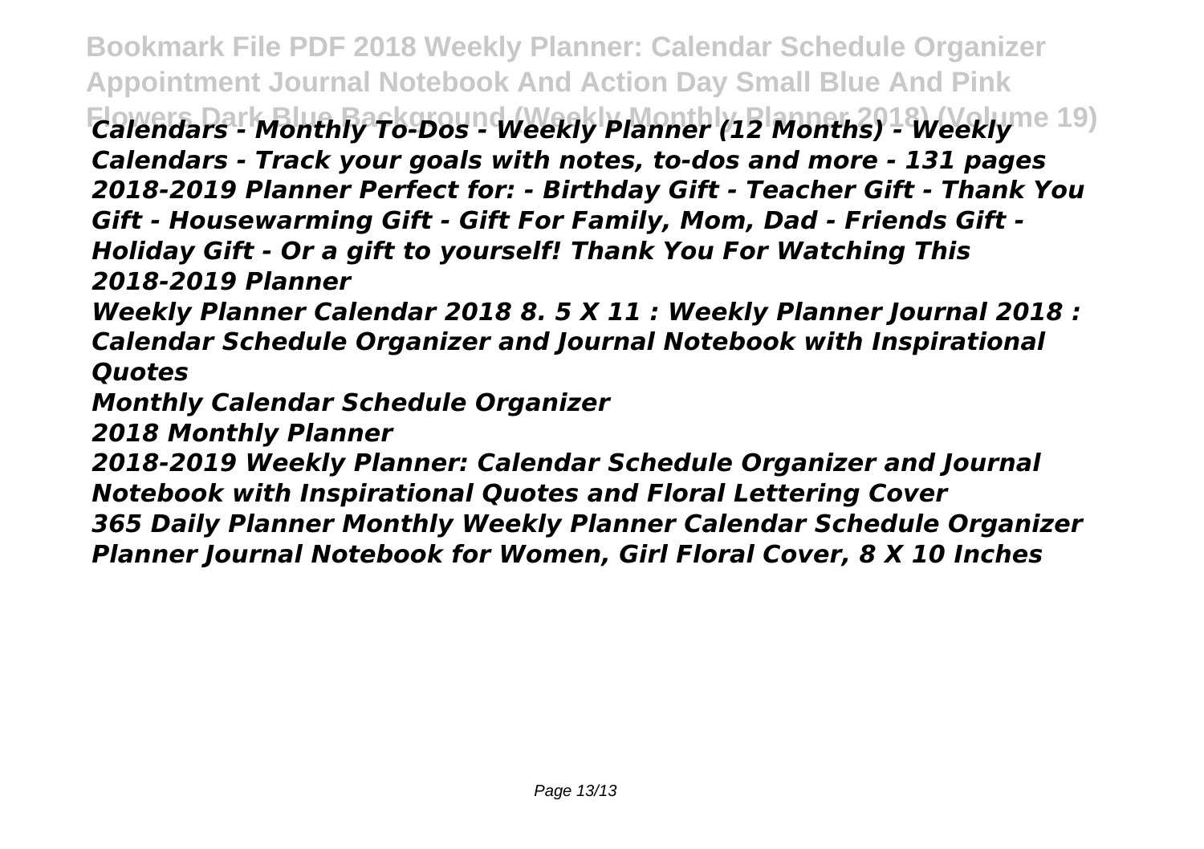*Calendars - Monthly To-Dos - Weekly Planner (12 Months) - Weekly Calendars - Track your goals with notes, to-dos and more - 131 pages 2018-2019 Planner Perfect for: - Birthday Gift - Teacher Gift - Thank You Gift - Housewarming Gift - Gift For Family, Mom, Dad - Friends Gift - Holiday Gift - Or a gift to yourself! Thank You For Watching This 2018-2019 Planner*

*Weekly Planner Calendar 2018 8. 5 X 11 : Weekly Planner Journal 2018 : Calendar Schedule Organizer and Journal Notebook with Inspirational Quotes*

*Monthly Calendar Schedule Organizer*

*2018 Monthly Planner*

*2018-2019 Weekly Planner: Calendar Schedule Organizer and Journal Notebook with Inspirational Quotes and Floral Lettering Cover*

*365 Daily Planner Monthly Weekly Planner Calendar Schedule Organizer Planner Journal Notebook for Women, Girl Floral Cover, 8 X 10 Inches*